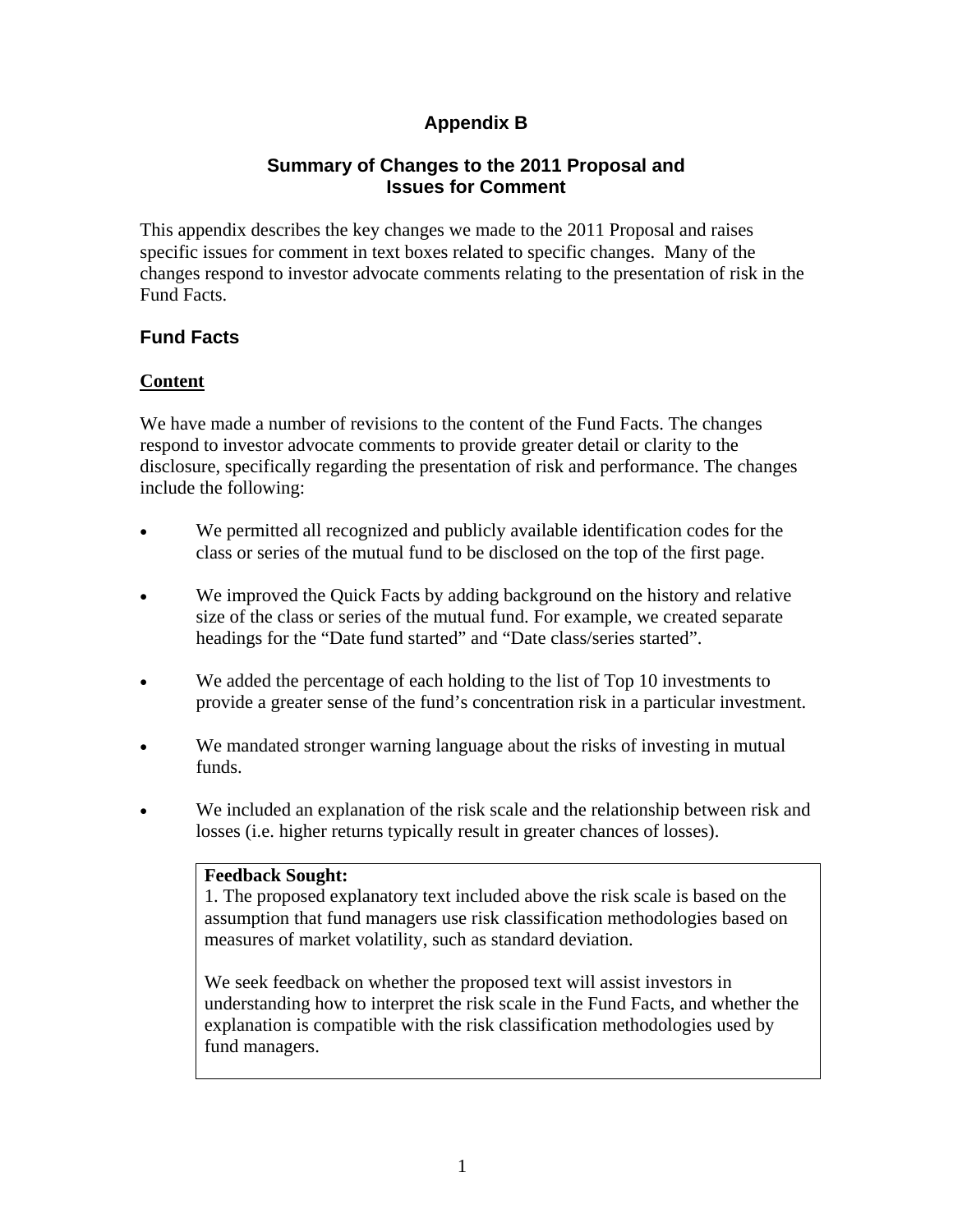# Appendix B

## Summary of Changes to the 2011 Proposal and Issues for Comment

This appendix describes the key changes we made to the 2011 Proposal and raises specific issues for comment in text boxes related to specific changes. Many of the changes respond to investor advocate comments relating to the presentation of risk in the Fund Facts.

## Fund Facts

### Content

We have made a number of revisions to the content of the Fund Facts. The changes respond to investor advocate comments to provide greater detail or clarity to the disclosure, specifically regarding the presentation of risk and performance. The changes include the following:

- We permitted all recognized and publicly available identification codes for the class or series of the mutual fund to be disclosed on the top of the first page.
- We improved the Quick Facts by adding background on the history and relative size of the class or series of the mutual fund. For example, we created separate headings for the "Date fund started" and "Date class/series started".
- We added the percentage of each holding to the list of Top 10 investments to provide a greater sense of the fund's concentration risk in a particular investment.
- We mandated stronger warning language about the risks of investing in mutual funds.
- We included an explanation of the risk scale and the relationship between risk and losses (i.e. higher returns typically result in greater chances of losses).

> **Feedback Sought:**
> 1. The proposed explanatory text included above the risk scale is based on the assumption that fund managers use risk classification methodologies based on measures of market volatility, such as standard deviation.
>
> We seek feedback on whether the proposed text will assist investors in understanding how to interpret the risk scale in the Fund Facts, and whether the explanation is compatible with the risk classification methodologies used by fund managers.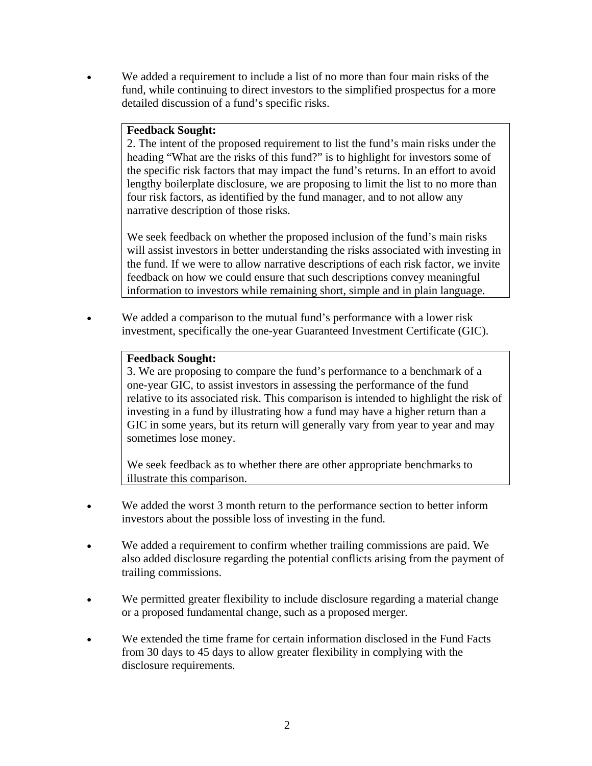- We added a requirement to include a list of no more than four main risks of the fund, while continuing to direct investors to the simplified prospectus for a more detailed discussion of a fund's specific risks.

> **Feedback Sought:**
> 2. The intent of the proposed requirement to list the fund's main risks under the heading "What are the risks of this fund?" is to highlight for investors some of the specific risk factors that may impact the fund's returns. In an effort to avoid lengthy boilerplate disclosure, we are proposing to limit the list to no more than four risk factors, as identified by the fund manager, and to not allow any narrative description of those risks.
>
> We seek feedback on whether the proposed inclusion of the fund's main risks will assist investors in better understanding the risks associated with investing in the fund. If we were to allow narrative descriptions of each risk factor, we invite feedback on how we could ensure that such descriptions convey meaningful information to investors while remaining short, simple and in plain language.

- We added a comparison to the mutual fund's performance with a lower risk investment, specifically the one-year Guaranteed Investment Certificate (GIC).

> **Feedback Sought:**
> 3. We are proposing to compare the fund's performance to a benchmark of a one-year GIC, to assist investors in assessing the performance of the fund relative to its associated risk. This comparison is intended to highlight the risk of investing in a fund by illustrating how a fund may have a higher return than a GIC in some years, but its return will generally vary from year to year and may sometimes lose money.
>
> We seek feedback as to whether there are other appropriate benchmarks to illustrate this comparison.

- We added the worst 3 month return to the performance section to better inform investors about the possible loss of investing in the fund.

- We added a requirement to confirm whether trailing commissions are paid. We also added disclosure regarding the potential conflicts arising from the payment of trailing commissions.

- We permitted greater flexibility to include disclosure regarding a material change or a proposed fundamental change, such as a proposed merger.

- We extended the time frame for certain information disclosed in the Fund Facts from 30 days to 45 days to allow greater flexibility in complying with the disclosure requirements.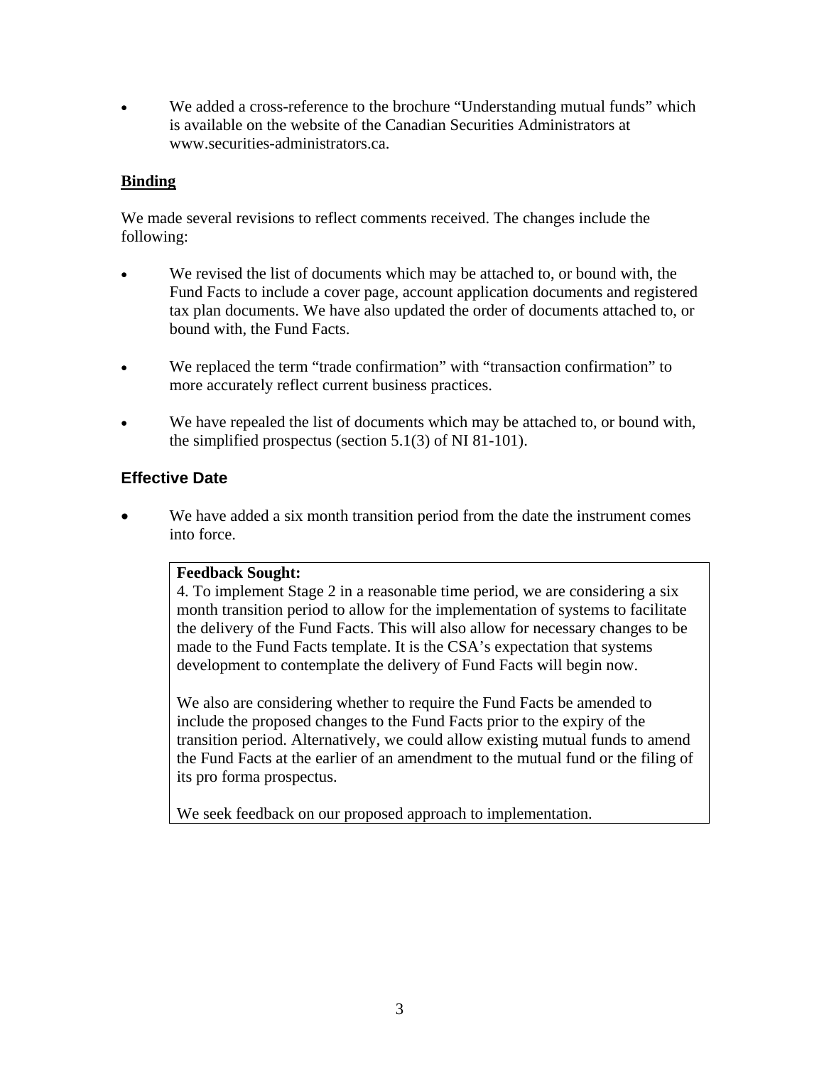- We added a cross-reference to the brochure "Understanding mutual funds" which is available on the website of the Canadian Securities Administrators at www.securities-administrators.ca.

**Binding**

We made several revisions to reflect comments received. The changes include the following:

- We revised the list of documents which may be attached to, or bound with, the Fund Facts to include a cover page, account application documents and registered tax plan documents. We have also updated the order of documents attached to, or bound with, the Fund Facts.
- We replaced the term "trade confirmation" with "transaction confirmation" to more accurately reflect current business practices.
- We have repealed the list of documents which may be attached to, or bound with, the simplified prospectus (section 5.1(3) of NI 81-101).

## Effective Date

- We have added a six month transition period from the date the instrument comes into force.

> **Feedback Sought:**
> 4. To implement Stage 2 in a reasonable time period, we are considering a six month transition period to allow for the implementation of systems to facilitate the delivery of the Fund Facts. This will also allow for necessary changes to be made to the Fund Facts template. It is the CSA's expectation that systems development to contemplate the delivery of Fund Facts will begin now.
>
> We also are considering whether to require the Fund Facts be amended to include the proposed changes to the Fund Facts prior to the expiry of the transition period. Alternatively, we could allow existing mutual funds to amend the Fund Facts at the earlier of an amendment to the mutual fund or the filing of its pro forma prospectus.
>
> We seek feedback on our proposed approach to implementation.